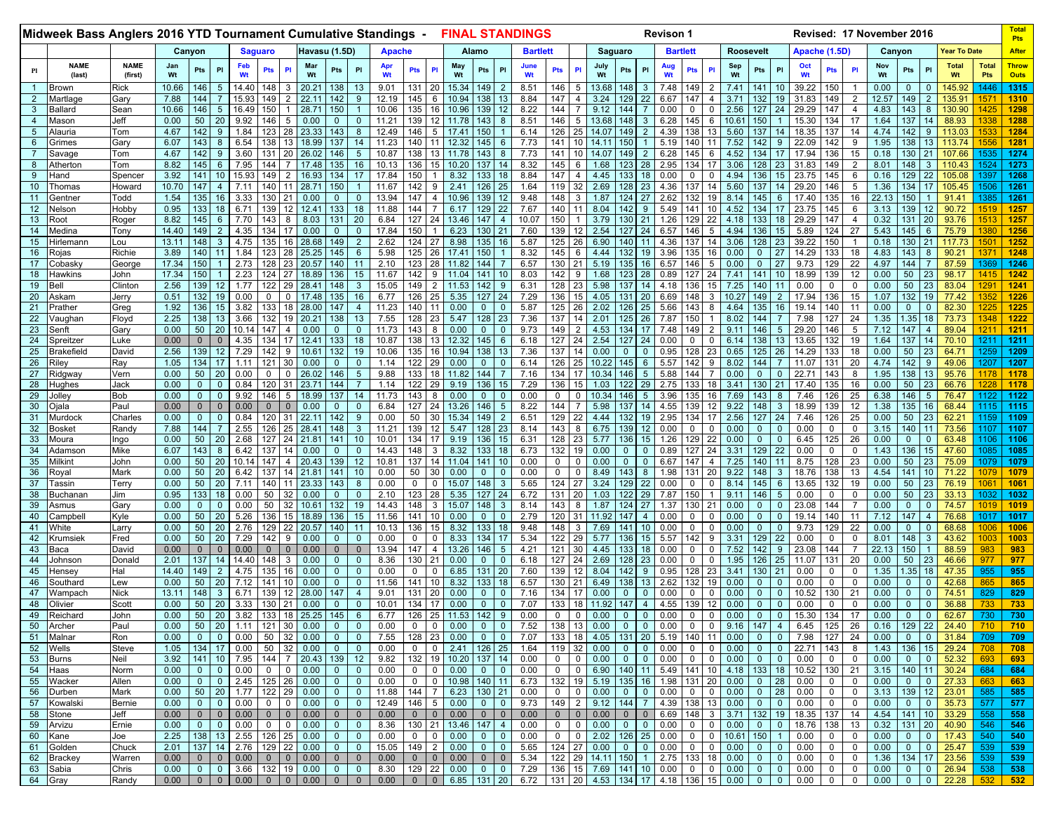# Midweek Bass Anglers 2016 YTD Tournament Cumulative Standings - FINAL STANDINGS

Revison 1 Revised: 17 November 2016

| | | | Canyon | | | Saguaro | | | Havasu (1.5D) | | | Apache | | | Alamo | | | Bartlett | | | Saguaro | | | Bartlett | | | Roosevelt | | | Apache (1.5D) | | | Canyon | | | Year To Date | | Total Pts After |
|---|---|---|---|---|---|---|---|---|---|---|---|---|---|---|---|---|---|---|---|---|---|---|---|---|---|---|---|---|---|---|---|---|---|---|---|---|---|---|
| Pl | NAME (last) | NAME (first) | Jan Wt | Pts | Pl | Feb Wt | Pts | Pl | Mar Wt | Pts | Pl | Apr Wt | Pts | Pl | May Wt | Pts | Pl | June Wt | Pts | Pl | July Wt | Pts | Pl | Aug Wt | Pts | Pl | Sep Wt | Pts | Pl | Oct Wt | Pts | Pl | Nov Wt | Pts | Pl | Total Wt | Total Pts | Throw Outs |
| 1 | Brown | Rick | 10.66 | 146 | 5 | 14.40 | 148 | 3 | 20.21 | 138 | 13 | 9.01 | 131 | 20 | 15.34 | 149 | 2 | 8.51 | 146 | 5 | 13.68 | 148 | 3 | 7.48 | 149 | 2 | 7.41 | 141 | 10 | 39.22 | 150 | 1 | 0.00 | 0 | 0 | 145.92 | 1446 | 1315 |
| 2 | Martlage | Gary | 7.88 | 144 | 7 | 15.93 | 149 | 2 | 22.11 | 142 | 9 | 12.19 | 145 | 6 | 10.94 | 138 | 13 | 8.84 | 147 | 4 | 3.24 | 129 | 22 | 6.67 | 147 | 4 | 3.71 | 132 | 19 | 31.83 | 149 | 2 | 12.57 | 149 | 2 | 135.91 | 1571 | 1310 |
| 3 | Ballard | Sean | 10.66 | 146 | 5 | 16.49 | 150 | 1 | 28.71 | 150 | 1 | 10.06 | 135 | 16 | 10.96 | 139 | 12 | 8.22 | 144 | 7 | 9.12 | 144 | 7 | 0.00 | 0 | 0 | 2.56 | 127 | 24 | 29.29 | 147 | 4 | 4.83 | 143 | 8 | 130.90 | 1425 | 1298 |
| 4 | Mason | Jeff | 0.00 | 50 | 20 | 9.92 | 146 | 5 | 0.00 | 0 | 0 | 11.21 | 139 | 12 | 11.78 | 143 | 8 | 8.51 | 146 | 5 | 13.68 | 148 | 3 | 6.28 | 145 | 6 | 10.61 | 150 | 1 | 15.30 | 134 | 17 | 1.64 | 137 | 14 | 88.93 | 1338 | 1288 |
| 5 | Alauria | Tom | 4.67 | 142 | 9 | 1.84 | 123 | 28 | 23.33 | 143 | 8 | 12.49 | 146 | 5 | 17.41 | 150 | 1 | 6.14 | 126 | 25 | 14.07 | 149 | 2 | 4.39 | 138 | 13 | 5.60 | 137 | 14 | 18.35 | 137 | 14 | 4.74 | 142 | 9 | 113.03 | 1533 | 1284 |
| 6 | Grimes | Gary | 6.07 | 143 | 8 | 6.54 | 138 | 13 | 18.99 | 137 | 14 | 11.23 | 140 | 11 | 12.32 | 145 | 6 | 7.73 | 141 | 10 | 14.11 | 150 | 1 | 5.19 | 140 | 11 | 7.52 | 142 | 9 | 22.09 | 142 | 9 | 1.95 | 138 | 13 | 113.74 | 1556 | 1281 |
| 7 | Savage | Tom | 4.67 | 142 | 9 | 3.60 | 131 | 20 | 26.02 | 146 | 5 | 10.87 | 138 | 13 | 11.78 | 143 | 8 | 7.73 | 141 | 10 | 14.07 | 149 | 2 | 6.28 | 145 | 6 | 4.52 | 134 | 17 | 17.94 | 136 | 15 | 0.18 | 130 | 21 | 107.66 | 1535 | 1274 |
| 8 | Atherton | Tom | 8.82 | 145 | 6 | 7.95 | 144 | 7 | 17.48 | 135 | 16 | 10.13 | 136 | 15 | 10.20 | 137 | 14 | 8.32 | 145 | 6 | 1.68 | 123 | 28 | 2.95 | 134 | 17 | 3.06 | 128 | 23 | 31.83 | 149 | 2 | 8.01 | 148 | 3 | 110.43 | 1524 | 1273 |
| 9 | Hand | Spencer | 3.92 | 141 | 10 | 15.93 | 149 | 2 | 16.93 | 134 | 17 | 17.84 | 150 | 1 | 8.32 | 133 | 18 | 8.84 | 147 | 4 | 4.45 | 133 | 18 | 0.00 | 0 | 0 | 4.94 | 136 | 15 | 23.75 | 145 | 6 | 0.16 | 129 | 22 | 105.08 | 1397 | 1268 |
| 10 | Thomas | Howard | 10.70 | 147 | 4 | 7.11 | 140 | 11 | 28.71 | 150 | 1 | 11.67 | 142 | 9 | 2.41 | 126 | 25 | 1.64 | 119 | 32 | 2.69 | 128 | 23 | 4.36 | 137 | 14 | 5.60 | 137 | 14 | 29.20 | 146 | 5 | 1.36 | 134 | 17 | 105.45 | 1506 | 1261 |
| 11 | Gentner | Todd | 1.54 | 135 | 16 | 3.33 | 130 | 21 | 0.00 | 0 | 0 | 13.94 | 147 | 4 | 10.96 | 139 | 12 | 9.48 | 148 | 3 | 1.87 | 124 | 27 | 2.62 | 132 | 19 | 8.14 | 145 | 6 | 17.40 | 135 | 16 | 22.13 | 150 | 1 | 91.41 | 1385 | 1261 |
| 12 | Nelson | Hobby | 0.95 | 133 | 18 | 6.71 | 139 | 12 | 12.41 | 133 | 18 | 11.88 | 144 | 7 | 6.17 | 129 | 22 | 7.67 | 140 | 11 | 8.04 | 142 | 9 | 5.49 | 141 | 10 | 4.52 | 134 | 17 | 23.75 | 145 | 6 | 3.13 | 139 | 12 | 90.72 | 1519 | 1257 |
| 13 | Root | Roger | 8.82 | 145 | 6 | 7.70 | 143 | 8 | 8.03 | 131 | 20 | 6.84 | 127 | 24 | 13.46 | 147 | 4 | 10.07 | 150 | 1 | 3.79 | 130 | 21 | 1.26 | 129 | 22 | 4.18 | 133 | 18 | 29.29 | 147 | 4 | 0.32 | 131 | 20 | 93.76 | 1513 | 1257 |
| 14 | Medina | Tony | 14.40 | 149 | 2 | 4.35 | 134 | 17 | 0.00 | 0 | 0 | 17.84 | 150 | 1 | 6.23 | 130 | 21 | 7.60 | 139 | 12 | 2.54 | 127 | 24 | 6.57 | 146 | 5 | 4.94 | 136 | 15 | 5.89 | 124 | 27 | 5.43 | 145 | 6 | 75.79 | 1380 | 1256 |
| 15 | Hirlemann | Lou | 13.11 | 148 | 3 | 4.75 | 135 | 16 | 28.68 | 149 | 2 | 2.62 | 124 | 27 | 8.98 | 135 | 16 | 5.87 | 125 | 26 | 6.90 | 140 | 11 | 4.36 | 137 | 14 | 3.06 | 128 | 23 | 39.22 | 150 | 1 | 0.18 | 130 | 21 | 117.73 | 1501 | 1252 |
| 16 | Rojas | Richie | 3.89 | 140 | 11 | 1.84 | 123 | 28 | 25.25 | 145 | 6 | 5.98 | 125 | 26 | 17.41 | 150 | 1 | 8.32 | 145 | 6 | 4.44 | 132 | 19 | 3.96 | 135 | 16 | 0.00 | 0 | 27 | 14.29 | 133 | 18 | 4.83 | 143 | 8 | 90.21 | 1371 | 1248 |
| 17 | Cobasky | George | 17.34 | 150 | 1 | 2.73 | 128 | 23 | 20.57 | 140 | 11 | 2.10 | 123 | 28 | 11.82 | 144 | 7 | 6.57 | 130 | 21 | 5.19 | 135 | 16 | 6.57 | 146 | 5 | 0.00 | 0 | 27 | 9.73 | 129 | 22 | 4.97 | 144 | 7 | 87.59 | 1369 | 1246 |
| 18 | Hawkins | John | 17.34 | 150 | 1 | 2.23 | 124 | 27 | 18.89 | 136 | 15 | 11.67 | 142 | 9 | 11.04 | 141 | 10 | 8.03 | 142 | 9 | 1.68 | 123 | 28 | 0.89 | 127 | 24 | 7.41 | 141 | 10 | 18.99 | 139 | 12 | 0.00 | 50 | 23 | 98.17 | 1415 | 1242 |
| 19 | Bell | Clinton | 2.56 | 139 | 12 | 1.77 | 122 | 29 | 28.41 | 148 | 3 | 15.05 | 149 | 2 | 11.53 | 142 | 9 | 6.31 | 128 | 23 | 5.98 | 137 | 14 | 4.18 | 136 | 15 | 7.25 | 140 | 11 | 0.00 | 0 | 0 | 0.00 | 50 | 23 | 83.04 | 1291 | 1241 |
| 20 | Askam | Jerry | 0.51 | 132 | 19 | 0.00 | 0 | 0 | 17.48 | 135 | 16 | 6.77 | 126 | 25 | 5.35 | 127 | 24 | 7.29 | 136 | 15 | 4.05 | 131 | 20 | 6.69 | 148 | 3 | 10.27 | 149 | 2 | 17.94 | 136 | 15 | 1.07 | 132 | 19 | 77.42 | 1352 | 1226 |
| 21 | Prather | Greg | 1.92 | 136 | 15 | 3.82 | 133 | 18 | 28.00 | 147 | 4 | 11.23 | 140 | 11 | 0.00 | 0 | 0 | 5.87 | 125 | 26 | 2.02 | 126 | 25 | 5.66 | 143 | 8 | 4.64 | 135 | 16 | 19.14 | 140 | 11 | 0.00 | 0 | 0 | 82.30 | 1225 | 1225 |
| 22 | Vaughan | Floyd | 2.25 | 138 | 13 | 3.66 | 132 | 19 | 20.21 | 138 | 13 | 7.55 | 128 | 23 | 5.47 | 128 | 23 | 7.36 | 137 | 14 | 2.01 | 125 | 26 | 7.87 | 150 | 1 | 8.02 | 144 | 7 | 7.98 | 127 | 24 | 1.35 | 1.35 | 18 | 73.73 | 1348 | 1222 |
| 23 | Senft | Gary | 0.00 | 50 | 20 | 10.14 | 147 | 4 | 0.00 | 0 | 0 | 11.73 | 143 | 8 | 0.00 | 0 | 0 | 9.73 | 149 | 2 | 4.53 | 134 | 17 | 7.48 | 149 | 2 | 9.11 | 146 | 5 | 29.20 | 146 | 5 | 7.12 | 147 | 4 | 89.04 | 1211 | 1211 |
| 24 | Spreitzer | Luke | 0.00 | 0 | 0 | 4.35 | 134 | 17 | 12.41 | 133 | 18 | 10.87 | 138 | 13 | 12.32 | 145 | 6 | 6.18 | 127 | 24 | 2.54 | 127 | 24 | 0.00 | 0 | 0 | 6.14 | 138 | 13 | 13.65 | 132 | 19 | 1.64 | 137 | 14 | 70.10 | 1211 | 1211 |
| 25 | Brakefield | David | 2.56 | 139 | 12 | 7.29 | 142 | 9 | 10.61 | 132 | 19 | 10.06 | 135 | 16 | 10.94 | 138 | 13 | 7.36 | 137 | 14 | 0.00 | 0 | 0 | 0.95 | 128 | 23 | 0.65 | 125 | 26 | 14.29 | 133 | 18 | 0.00 | 50 | 23 | 64.71 | 1259 | 1209 |
| 26 | Riley | Ray | 1.05 | 134 | 17 | 1.11 | 121 | 30 | 0.00 | 0 | 0 | 1.14 | 122 | 29 | 0.00 | 0 | 0 | 6.14 | 126 | 25 | 10.22 | 145 | 6 | 5.57 | 142 | 9 | 8.02 | 144 | 7 | 11.07 | 131 | 20 | 4.74 | 142 | 9 | 49.06 | 1207 | 1207 |
| 27 | Ridgway | Vern | 0.00 | 50 | 20 | 0.00 | 0 | 0 | 26.02 | 146 | 5 | 9.88 | 133 | 18 | 11.82 | 144 | 7 | 7.16 | 134 | 17 | 10.34 | 146 | 5 | 5.88 | 144 | 7 | 0.00 | 0 | 0 | 22.71 | 143 | 8 | 1.95 | 138 | 13 | 95.76 | 1178 | 1178 |
| 28 | Hughes | Jack | 0.00 | 0 | 0 | 0.84 | 120 | 31 | 23.71 | 144 | 7 | 1.14 | 122 | 29 | 9.19 | 136 | 15 | 7.29 | 136 | 15 | 1.03 | 122 | 29 | 2.75 | 133 | 18 | 3.41 | 130 | 21 | 17.40 | 135 | 16 | 0.00 | 50 | 23 | 66.76 | 1228 | 1178 |
| 29 | Jolley | Bob | 0.00 | 0 | 0 | 9.92 | 146 | 5 | 18.99 | 137 | 14 | 11.73 | 143 | 8 | 0.00 | 0 | 0 | 0.00 | 0 | 0 | 10.34 | 146 | 5 | 3.96 | 135 | 16 | 7.69 | 143 | 8 | 7.46 | 126 | 25 | 6.38 | 146 | 5 | 76.47 | 1122 | 1122 |
| 30 | Ojala | Paul | 0.00 | 0 | 0 | 0.00 | 0 | 0 | 0.00 | 0 | 0 | 6.84 | 127 | 24 | 13.26 | 146 | 5 | 8.22 | 144 | 7 | 5.98 | 137 | 14 | 4.55 | 139 | 12 | 9.22 | 148 | 3 | 18.99 | 139 | 12 | 1.38 | 135 | 16 | 68.44 | 1115 | 1115 |
| 31 | Murdock | Charles | 0.00 | 0 | 0 | 0.84 | 120 | 31 | 22.11 | 142 | 9 | 0.00 | 50 | 30 | 15.34 | 149 | 2 | 6.51 | 129 | 22 | 4.44 | 132 | 19 | 2.95 | 134 | 17 | 2.56 | 127 | 24 | 7.46 | 126 | 25 | 0.00 | 50 | 23 | 62.21 | 1159 | 1109 |
| 32 | Bosket | Randy | 7.88 | 144 | 7 | 2.55 | 126 | 25 | 28.41 | 148 | 3 | 11.21 | 139 | 12 | 5.47 | 128 | 23 | 8.14 | 143 | 8 | 6.75 | 139 | 12 | 0.00 | 0 | 0 | 0.00 | 0 | 0 | 0.00 | 0 | 0 | 3.15 | 140 | 11 | 73.56 | 1107 | 1107 |
| 33 | Moura | Ingo | 0.00 | 50 | 20 | 2.68 | 127 | 24 | 21.81 | 141 | 10 | 10.01 | 134 | 17 | 9.19 | 136 | 15 | 6.31 | 128 | 23 | 5.77 | 136 | 15 | 1.26 | 129 | 22 | 0.00 | 0 | 0 | 6.45 | 125 | 26 | 0.00 | 0 | 0 | 63.48 | 1106 | 1106 |
| 34 | Adamson | Mike | 6.07 | 143 | 8 | 6.42 | 137 | 14 | 0.00 | 0 | 0 | 14.43 | 148 | 3 | 8.32 | 133 | 18 | 6.73 | 132 | 19 | 0.00 | 0 | 0 | 0.89 | 127 | 24 | 3.31 | 129 | 22 | 0.00 | 0 | 0 | 1.43 | 136 | 15 | 47.60 | 1085 | 1085 |
| 35 | Milkint | John | 0.00 | 50 | 20 | 10.14 | 147 | 4 | 20.43 | 139 | 12 | 10.81 | 137 | 14 | 11.04 | 141 | 10 | 0.00 | 0 | 0 | 0.00 | 0 | 0 | 6.67 | 147 | 4 | 7.25 | 140 | 11 | 8.75 | 128 | 23 | 0.00 | 50 | 23 | 75.09 | 1079 | 1079 |
| 36 | Royal | Mark | 0.00 | 50 | 20 | 6.42 | 137 | 14 | 21.81 | 141 | 10 | 0.00 | 50 | 30 | 0.00 | 0 | 0 | 0.00 | 0 | 0 | 8.49 | 143 | 8 | 1.98 | 131 | 20 | 9.22 | 148 | 3 | 18.76 | 138 | 13 | 4.54 | 141 | 10 | 71.22 | 1079 | 1079 |
| 37 | Tassin | Terry | 0.00 | 50 | 20 | 7.11 | 140 | 11 | 23.33 | 143 | 8 | 0.00 | 0 | 0 | 15.07 | 148 | 3 | 5.65 | 124 | 27 | 3.24 | 129 | 22 | 0.00 | 0 | 0 | 8.14 | 145 | 6 | 13.65 | 132 | 19 | 0.00 | 50 | 23 | 76.19 | 1061 | 1061 |
| 38 | Buchanan | Jim | 0.95 | 133 | 18 | 0.00 | 50 | 32 | 0.00 | 0 | 0 | 2.10 | 123 | 28 | 5.35 | 127 | 24 | 6.72 | 131 | 20 | 1.03 | 122 | 29 | 7.87 | 150 | 1 | 9.11 | 146 | 5 | 0.00 | 0 | 0 | 0.00 | 0 | 0 | 33.13 | 1032 | 1032 |
| 39 | Asmus | Gary | 0.00 | 0 | 0 | 0.00 | 50 | 32 | 10.61 | 132 | 19 | 14.43 | 148 | 3 | 15.07 | 148 | 3 | 8.14 | 143 | 8 | 1.87 | 124 | 27 | 1.37 | 130 | 21 | 0.00 | 0 | 0 | 23.08 | 144 | 7 | 0.00 | 0 | 0 | 74.57 | 1019 | 1019 |
| 40 | Campbell | Kyle | 0.00 | 50 | 20 | 5.26 | 136 | 15 | 18.89 | 136 | 15 | 11.56 | 141 | 10 | 0.00 | 0 | 0 | 2.79 | 120 | 31 | 11.92 | 147 | 4 | 0.00 | 0 | 0 | 0.00 | 0 | 0 | 19.14 | 140 | 11 | 7.12 | 147 | 4 | 76.68 | 1017 | 1017 |
| 41 | White | Larry | 0.00 | 50 | 20 | 2.76 | 129 | 22 | 20.57 | 140 | 11 | 10.13 | 136 | 15 | 8.32 | 133 | 18 | 9.48 | 148 | 3 | 7.69 | 141 | 10 | 0.00 | 0 | 0 | 0.00 | 0 | 0 | 9.73 | 129 | 22 | 0.00 | 0 | 0 | 68.68 | 1006 | 1006 |
| 42 | Krumsiek | Fred | 0.00 | 50 | 20 | 7.29 | 142 | 9 | 0.00 | 0 | 0 | 0.00 | 0 | 0 | 8.33 | 134 | 17 | 5.34 | 122 | 29 | 5.77 | 136 | 15 | 5.57 | 142 | 9 | 3.31 | 129 | 22 | 0.00 | 0 | 0 | 8.01 | 148 | 3 | 43.62 | 1003 | 1003 |
| 43 | Baca | David | 0.00 | 0 | 0 | 0.00 | 0 | 0 | 0.00 | 0 | 0 | 13.94 | 147 | 4 | 13.26 | 146 | 5 | 4.21 | 121 | 30 | 4.45 | 133 | 18 | 0.00 | 0 | 0 | 7.52 | 142 | 9 | 23.08 | 144 | 7 | 22.13 | 150 | 1 | 88.59 | 983 | 983 |
| 44 | Johnson | Donald | 2.01 | 137 | 14 | 14.40 | 148 | 3 | 0.00 | 0 | 0 | 8.36 | 130 | 21 | 0.00 | 0 | 0 | 6.18 | 127 | 24 | 2.69 | 128 | 23 | 0.00 | 0 | 0 | 1.95 | 126 | 25 | 11.07 | 131 | 20 | 0.00 | 50 | 23 | 46.66 | 977 | 977 |
| 45 | Hensey | Hal | 14.40 | 149 | 2 | 4.75 | 135 | 16 | 0.00 | 0 | 0 | 0.00 | 0 | 0 | 6.85 | 131 | 20 | 7.60 | 139 | 12 | 8.04 | 142 | 9 | 0.95 | 128 | 23 | 3.41 | 130 | 21 | 0.00 | 0 | 0 | 1.35 | 1.35 | 18 | 47.35 | 955 | 955 |
| 46 | Southard | Lew | 0.00 | 50 | 20 | 7.12 | 141 | 10 | 0.00 | 0 | 0 | 11.56 | 141 | 10 | 8.32 | 133 | 18 | 6.57 | 130 | 21 | 6.49 | 138 | 13 | 2.62 | 132 | 19 | 0.00 | 0 | 0 | 0.00 | 0 | 0 | 0.00 | 0 | 0 | 42.68 | 865 | 865 |
| 47 | Wampach | Nick | 13.11 | 148 | 3 | 6.71 | 139 | 12 | 28.00 | 147 | 4 | 9.01 | 131 | 20 | 0.00 | 0 | 0 | 7.16 | 134 | 17 | 0.00 | 0 | 0 | 0.00 | 0 | 0 | 0.00 | 0 | 0 | 10.52 | 130 | 21 | 0.00 | 0 | 0 | 74.51 | 829 | 829 |
| 48 | Olivier | Scott | 0.00 | 50 | 20 | 3.33 | 130 | 21 | 0.00 | 0 | 0 | 10.01 | 134 | 17 | 0.00 | 0 | 0 | 7.07 | 133 | 18 | 11.92 | 147 | 4 | 4.55 | 139 | 12 | 0.00 | 0 | 0 | 0.00 | 0 | 0 | 0.00 | 0 | 0 | 36.88 | 733 | 733 |
| 49 | Reichard | John | 0.00 | 50 | 20 | 3.82 | 133 | 18 | 25.25 | 145 | 6 | 6.77 | 126 | 25 | 11.53 | 142 | 9 | 0.00 | 0 | 0 | 0.00 | 0 | 0 | 0.00 | 0 | 0 | 0.00 | 0 | 0 | 15.30 | 134 | 17 | 0.00 | 0 | 0 | 62.67 | 730 | 730 |
| 50 | Archer | Paul | 0.00 | 50 | 20 | 1.11 | 121 | 30 | 0.00 | 0 | 0 | 0.00 | 0 | 0 | 0.00 | 0 | 0 | 7.52 | 138 | 13 | 0.00 | 0 | 0 | 0.00 | 0 | 0 | 9.16 | 147 | 4 | 6.45 | 125 | 26 | 0.16 | 129 | 22 | 24.40 | 710 | 710 |
| 51 | Malnar | Ron | 0.00 | 0 | 0 | 0.00 | 50 | 32 | 0.00 | 0 | 0 | 7.55 | 128 | 23 | 0.00 | 0 | 0 | 7.07 | 133 | 18 | 4.05 | 131 | 20 | 5.19 | 140 | 11 | 0.00 | 0 | 0 | 7.98 | 127 | 24 | 0.00 | 0 | 0 | 31.84 | 709 | 709 |
| 52 | Wells | Steve | 1.05 | 134 | 17 | 0.00 | 50 | 32 | 0.00 | 0 | 0 | 0.00 | 0 | 0 | 2.41 | 126 | 25 | 1.64 | 119 | 32 | 0.00 | 0 | 0 | 0.00 | 0 | 0 | 0.00 | 0 | 0 | 22.71 | 143 | 8 | 1.43 | 136 | 15 | 29.24 | 708 | 708 |
| 53 | Burns | Neil | 3.92 | 141 | 10 | 7.95 | 144 | 7 | 20.43 | 139 | 12 | 9.82 | 132 | 19 | 10.20 | 137 | 14 | 0.00 | 0 | 0 | 0.00 | 0 | 0 | 0.00 | 0 | 0 | 0.00 | 0 | 0 | 0.00 | 0 | 0 | 0.00 | 0 | 0 | 52.32 | 693 | 693 |
| 54 | Haas | Norm | 0.00 | 0 | 0 | 0.00 | 0 | 0 | 0.00 | 0 | 0 | 0.00 | 0 | 0 | 0.00 | 0 | 0 | 0.00 | 0 | 0 | 6.90 | 140 | 11 | 5.49 | 141 | 10 | 4.18 | 133 | 18 | 10.52 | 130 | 21 | 3.15 | 140 | 11 | 30.24 | 684 | 684 |
| 55 | Wacker | Allen | 0.00 | 0 | 0 | 2.45 | 125 | 26 | 0.00 | 0 | 0 | 0.00 | 0 | 0 | 10.98 | 140 | 11 | 6.73 | 132 | 19 | 5.19 | 135 | 16 | 1.98 | 131 | 20 | 0.00 | 0 | 28 | 0.00 | 0 | 0 | 0.00 | 0 | 0 | 27.33 | 663 | 663 |
| 56 | Durben | Mark | 0.00 | 50 | 20 | 1.77 | 122 | 29 | 0.00 | 0 | 0 | 11.88 | 144 | 7 | 6.23 | 130 | 21 | 0.00 | 0 | 0 | 0.00 | 0 | 0 | 0.00 | 0 | 0 | 0.00 | 0 | 28 | 0.00 | 0 | 0 | 3.13 | 139 | 12 | 23.01 | 585 | 585 |
| 57 | Kowalski | Bernie | 0.00 | 0 | 0 | 0.00 | 0 | 0 | 0.00 | 0 | 0 | 12.49 | 146 | 5 | 0.00 | 0 | 0 | 9.73 | 149 | 2 | 9.12 | 144 | 7 | 4.39 | 138 | 13 | 0.00 | 0 | 0 | 0.00 | 0 | 0 | 0.00 | 0 | 0 | 35.73 | 577 | 577 |
| 58 | Stone | Jeff | 0.00 | 0 | 0 | 0.00 | 0 | 0 | 0.00 | 0 | 0 | 0.00 | 0 | 0 | 0.00 | 0 | 0 | 0.00 | 0 | 0 | 0.00 | 0 | 0 | 6.69 | 148 | 3 | 3.71 | 132 | 19 | 18.35 | 137 | 14 | 4.54 | 141 | 10 | 33.29 | 558 | 558 |
| 59 | Arvizu | Ernie | 0.00 | 0 | 0 | 0.00 | 0 | 0 | 0.00 | 0 | 0 | 8.36 | 130 | 21 | 13.46 | 147 | 4 | 0.00 | 0 | 0 | 0.00 | 0 | 0 | 0.00 | 0 | 0 | 0.00 | 0 | 0 | 18.76 | 138 | 13 | 0.32 | 131 | 20 | 40.90 | 546 | 546 |
| 60 | Kane | Joe | 2.25 | 138 | 13 | 2.55 | 126 | 25 | 0.00 | 0 | 0 | 0.00 | 0 | 0 | 0.00 | 0 | 0 | 0.00 | 0 | 0 | 2.02 | 126 | 25 | 0.00 | 0 | 0 | 10.61 | 150 | 1 | 0.00 | 0 | 0 | 0.00 | 0 | 0 | 17.43 | 540 | 540 |
| 61 | Golden | Chuck | 2.01 | 137 | 14 | 2.76 | 129 | 22 | 0.00 | 0 | 0 | 15.05 | 149 | 2 | 0.00 | 0 | 0 | 5.65 | 124 | 27 | 0.00 | 0 | 0 | 0.00 | 0 | 0 | 0.00 | 0 | 0 | 0.00 | 0 | 0 | 0.00 | 0 | 0 | 25.47 | 539 | 539 |
| 62 | Brackey | Warren | 0.00 | 0 | 0 | 0.00 | 0 | 0 | 0.00 | 0 | 0 | 0.00 | 0 | 0 | 0.00 | 0 | 0 | 5.34 | 122 | 29 | 14.11 | 150 | 1 | 2.75 | 133 | 18 | 0.00 | 0 | 0 | 0.00 | 0 | 0 | 1.36 | 134 | 17 | 23.56 | 539 | 539 |
| 63 | Sabia | Chris | 0.00 | 0 | 0 | 3.66 | 132 | 19 | 0.00 | 0 | 0 | 8.30 | 129 | 22 | 0.00 | 0 | 0 | 7.29 | 136 | 15 | 7.69 | 141 | 10 | 0.00 | 0 | 0 | 0.00 | 0 | 0 | 0.00 | 0 | 0 | 0.00 | 0 | 0 | 26.94 | 538 | 538 |
| 64 | Gray | Randy | 0.00 | 0 | 0 | 0.00 | 0 | 0 | 0.00 | 0 | 0 | 0.00 | 0 | 0 | 6.85 | 131 | 20 | 6.72 | 131 | 20 | 4.53 | 134 | 17 | 4.18 | 136 | 15 | 0.00 | 0 | 0 | 0.00 | 0 | 0 | 0.00 | 0 | 0 | 22.28 | 532 | 532 |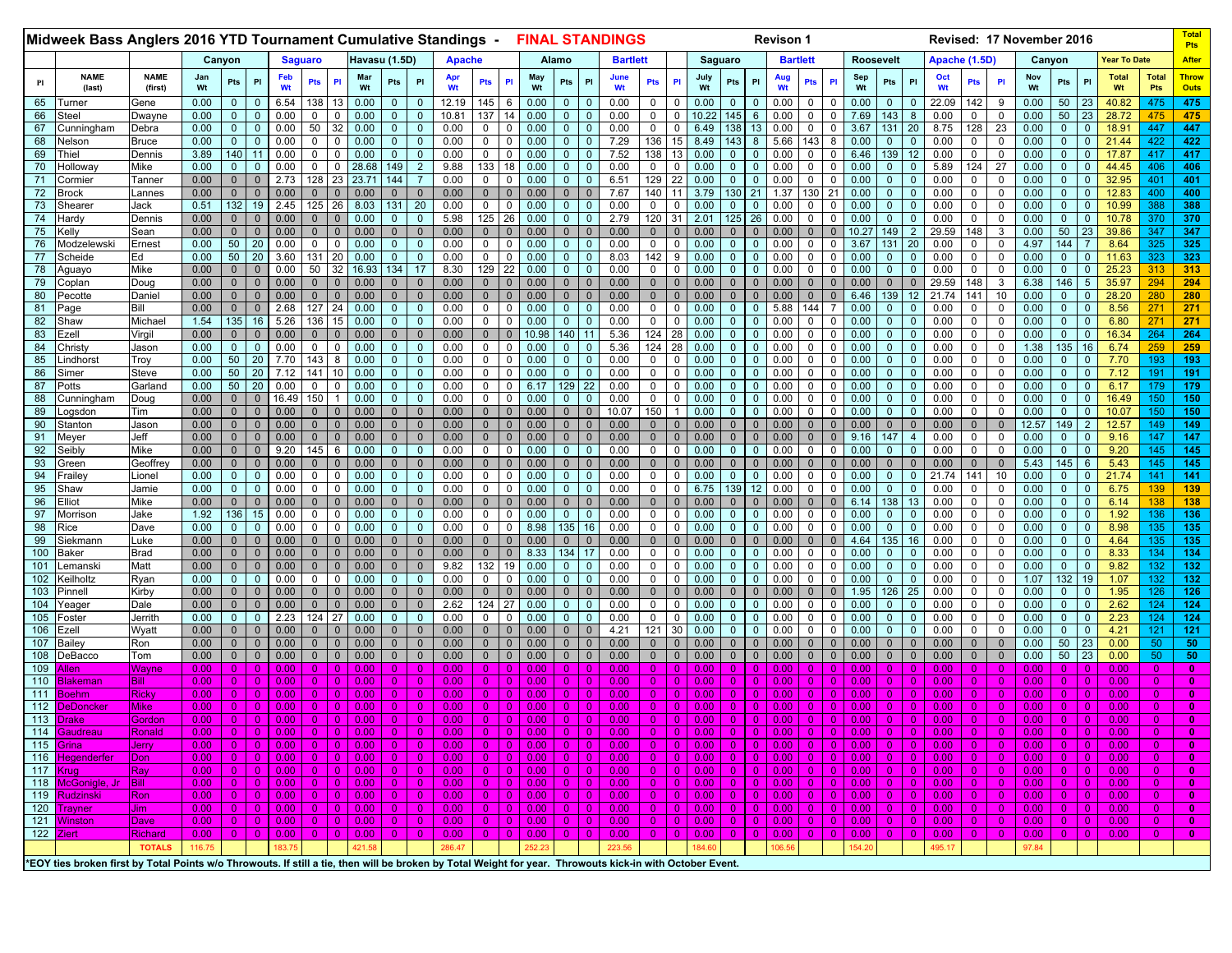# Midweek Bass Anglers 2016 YTD Tournament Cumulative Standings - FINAL STANDINGS

Revison 1 — Revised: 17 November 2016

| | | | Canyon | | | Saguaro | | | Havasu (1.5D) | | | Apache | | | Alamo | | | Bartlett | | | Saguaro | | | Bartlett | | | Roosevelt | | | Apache (1.5D) | | | Canyon | | | Year To Date | | Total Pts |
|---|---|---|---|---|---|---|---|---|---|---|---|---|---|---|---|---|---|---|---|---|---|---|---|---|---|---|---|---|---|---|---|---|---|---|---|---|---|---|
| Pl | NAME (last) | NAME (first) | Jan Wt | Pts | Pl | Feb Wt | Pts | Pl | Mar Wt | Pts | Pl | Apr Wt | Pts | Pl | May Wt | Pts | Pl | June Wt | Pts | Pl | July Wt | Pts | Pl | Aug Wt | Pts | Pl | Sep Wt | Pts | Pl | Oct Wt | Pts | Pl | Nov Wt | Pts | Pl | Total Wt | Total Pts | After Throw Outs |
| 65 | Turner | Gene | 0.00 | 0 | 0 | 6.54 | 138 | 13 | 0.00 | 0 | 0 | 12.19 | 145 | 6 | 0.00 | 0 | 0 | 0.00 | 0 | 0 | 0.00 | 0 | 0 | 0.00 | 0 | 0 | 0.00 | 0 | 0 | 22.09 | 142 | 9 | 0.00 | 50 | 23 | 40.82 | 475 | 475 |
| 66 | Steel | Dwayne | 0.00 | 0 | 0 | 0.00 | 0 | 0 | 0.00 | 0 | 0 | 10.81 | 137 | 14 | 0.00 | 0 | 0 | 0.00 | 0 | 0 | 10.22 | 145 | 6 | 0.00 | 0 | 0 | 7.69 | 143 | 8 | 0.00 | 0 | 0 | 0.00 | 50 | 23 | 28.72 | 475 | 475 |
| 67 | Cunningham | Debra | 0.00 | 0 | 0 | 0.00 | 50 | 32 | 0.00 | 0 | 0 | 0.00 | 0 | 0 | 0.00 | 0 | 0 | 0.00 | 0 | 0 | 6.49 | 138 | 13 | 0.00 | 0 | 0 | 3.67 | 131 | 20 | 8.75 | 128 | 23 | 0.00 | 0 | 0 | 18.91 | 447 | 447 |
| 68 | Nelson | Bruce | 0.00 | 0 | 0 | 0.00 | 0 | 0 | 0.00 | 0 | 0 | 0.00 | 0 | 0 | 0.00 | 0 | 0 | 7.29 | 136 | 15 | 8.49 | 143 | 8 | 5.66 | 143 | 8 | 0.00 | 0 | 0 | 0.00 | 0 | 0 | 0.00 | 0 | 0 | 21.44 | 422 | 422 |
| 69 | Thiel | Dennis | 3.89 | 140 | 11 | 0.00 | 0 | 0 | 0.00 | 0 | 0 | 0.00 | 0 | 0 | 0.00 | 0 | 0 | 7.52 | 138 | 13 | 0.00 | 0 | 0 | 0.00 | 0 | 0 | 6.46 | 139 | 12 | 0.00 | 0 | 0 | 0.00 | 0 | 0 | 17.87 | 417 | 417 |
| 70 | Holloway | Mike | 0.00 | 0 | 0 | 0.00 | 0 | 0 | 28.68 | 149 | 2 | 9.88 | 133 | 18 | 0.00 | 0 | 0 | 0.00 | 0 | 0 | 0.00 | 0 | 0 | 0.00 | 0 | 0 | 0.00 | 0 | 0 | 5.89 | 124 | 27 | 0.00 | 0 | 0 | 44.45 | 406 | 406 |
| 71 | Cormier | Tanner | 0.00 | 0 | 0 | 2.73 | 128 | 23 | 23.71 | 144 | 7 | 0.00 | 0 | 0 | 0.00 | 0 | 0 | 6.51 | 129 | 22 | 0.00 | 0 | 0 | 0.00 | 0 | 0 | 0.00 | 0 | 0 | 0.00 | 0 | 0 | 0.00 | 0 | 0 | 32.95 | 401 | 401 |
| 72 | Brock | Lannes | 0.00 | 0 | 0 | 0.00 | 0 | 0 | 0.00 | 0 | 0 | 0.00 | 0 | 0 | 0.00 | 0 | 0 | 7.67 | 140 | 11 | 3.79 | 130 | 21 | 1.37 | 130 | 21 | 0.00 | 0 | 0 | 0.00 | 0 | 0 | 0.00 | 0 | 0 | 12.83 | 400 | 400 |
| 73 | Shearer | Jack | 0.51 | 132 | 19 | 2.45 | 125 | 26 | 8.03 | 131 | 20 | 0.00 | 0 | 0 | 0.00 | 0 | 0 | 0.00 | 0 | 0 | 0.00 | 0 | 0 | 0.00 | 0 | 0 | 0.00 | 0 | 0 | 0.00 | 0 | 0 | 0.00 | 0 | 0 | 10.99 | 388 | 388 |
| 74 | Hardy | Dennis | 0.00 | 0 | 0 | 0.00 | 0 | 0 | 0.00 | 0 | 0 | 5.98 | 125 | 26 | 0.00 | 0 | 0 | 2.79 | 120 | 31 | 2.01 | 125 | 26 | 0.00 | 0 | 0 | 0.00 | 0 | 0 | 0.00 | 0 | 0 | 0.00 | 0 | 0 | 10.78 | 370 | 370 |
| 75 | Kelly | Sean | 0.00 | 0 | 0 | 0.00 | 0 | 0 | 0.00 | 0 | 0 | 0.00 | 0 | 0 | 0.00 | 0 | 0 | 0.00 | 0 | 0 | 0.00 | 0 | 0 | 0.00 | 0 | 0 | 10.27 | 149 | 2 | 29.59 | 148 | 3 | 0.00 | 50 | 23 | 39.86 | 347 | 347 |
| 76 | Modzelewski | Ernest | 0.00 | 50 | 20 | 0.00 | 0 | 0 | 0.00 | 0 | 0 | 0.00 | 0 | 0 | 0.00 | 0 | 0 | 0.00 | 0 | 0 | 0.00 | 0 | 0 | 0.00 | 0 | 0 | 3.67 | 131 | 20 | 0.00 | 0 | 0 | 4.97 | 144 | 7 | 8.64 | 325 | 325 |
| 77 | Scheide | Ed | 0.00 | 50 | 20 | 3.60 | 131 | 20 | 0.00 | 0 | 0 | 0.00 | 0 | 0 | 0.00 | 0 | 0 | 8.03 | 142 | 9 | 0.00 | 0 | 0 | 0.00 | 0 | 0 | 0.00 | 0 | 0 | 0.00 | 0 | 0 | 0.00 | 0 | 0 | 11.63 | 323 | 323 |
| 78 | Aguayo | Mike | 0.00 | 0 | 0 | 0.00 | 50 | 32 | 16.93 | 134 | 17 | 8.30 | 129 | 22 | 0.00 | 0 | 0 | 0.00 | 0 | 0 | 0.00 | 0 | 0 | 0.00 | 0 | 0 | 0.00 | 0 | 0 | 0.00 | 0 | 0 | 0.00 | 0 | 0 | 25.23 | 313 | 313 |
| 79 | Coplan | Doug | 0.00 | 0 | 0 | 0.00 | 0 | 0 | 0.00 | 0 | 0 | 0.00 | 0 | 0 | 0.00 | 0 | 0 | 0.00 | 0 | 0 | 0.00 | 0 | 0 | 0.00 | 0 | 0 | 0.00 | 0 | 0 | 29.59 | 148 | 3 | 6.38 | 146 | 5 | 35.97 | 294 | 294 |
| 80 | Pecotte | Daniel | 0.00 | 0 | 0 | 0.00 | 0 | 0 | 0.00 | 0 | 0 | 0.00 | 0 | 0 | 0.00 | 0 | 0 | 0.00 | 0 | 0 | 0.00 | 0 | 0 | 0.00 | 0 | 0 | 6.46 | 139 | 12 | 21.74 | 141 | 10 | 0.00 | 0 | 0 | 28.20 | 280 | 280 |
| 81 | Page | Bill | 0.00 | 0 | 0 | 2.68 | 127 | 24 | 0.00 | 0 | 0 | 0.00 | 0 | 0 | 0.00 | 0 | 0 | 0.00 | 0 | 0 | 0.00 | 0 | 0 | 5.88 | 144 | 7 | 0.00 | 0 | 0 | 0.00 | 0 | 0 | 0.00 | 0 | 0 | 8.56 | 271 | 271 |
| 82 | Shaw | Michael | 1.54 | 135 | 16 | 5.26 | 136 | 15 | 0.00 | 0 | 0 | 0.00 | 0 | 0 | 0.00 | 0 | 0 | 0.00 | 0 | 0 | 0.00 | 0 | 0 | 0.00 | 0 | 0 | 0.00 | 0 | 0 | 0.00 | 0 | 0 | 0.00 | 0 | 0 | 6.80 | 271 | 271 |
| 83 | Ezell | Virgil | 0.00 | 0 | 0 | 0.00 | 0 | 0 | 0.00 | 0 | 0 | 0.00 | 0 | 0 | 10.98 | 140 | 11 | 5.36 | 124 | 28 | 0.00 | 0 | 0 | 0.00 | 0 | 0 | 0.00 | 0 | 0 | 0.00 | 0 | 0 | 0.00 | 0 | 0 | 16.34 | 264 | 264 |
| 84 | Christy | Jason | 0.00 | 0 | 0 | 0.00 | 0 | 0 | 0.00 | 0 | 0 | 0.00 | 0 | 0 | 0.00 | 0 | 0 | 5.36 | 124 | 28 | 0.00 | 0 | 0 | 0.00 | 0 | 0 | 0.00 | 0 | 0 | 0.00 | 0 | 0 | 1.38 | 135 | 16 | 6.74 | 259 | 259 |
| 85 | Lindhorst | Troy | 0.00 | 50 | 20 | 7.70 | 143 | 8 | 0.00 | 0 | 0 | 0.00 | 0 | 0 | 0.00 | 0 | 0 | 0.00 | 0 | 0 | 0.00 | 0 | 0 | 0.00 | 0 | 0 | 0.00 | 0 | 0 | 0.00 | 0 | 0 | 0.00 | 0 | 0 | 7.70 | 193 | 193 |
| 86 | Simer | Steve | 0.00 | 50 | 20 | 7.12 | 141 | 10 | 0.00 | 0 | 0 | 0.00 | 0 | 0 | 0.00 | 0 | 0 | 0.00 | 0 | 0 | 0.00 | 0 | 0 | 0.00 | 0 | 0 | 0.00 | 0 | 0 | 0.00 | 0 | 0 | 0.00 | 0 | 0 | 7.12 | 191 | 191 |
| 87 | Potts | Garland | 0.00 | 50 | 20 | 0.00 | 0 | 0 | 0.00 | 0 | 0 | 0.00 | 0 | 0 | 6.17 | 129 | 22 | 0.00 | 0 | 0 | 0.00 | 0 | 0 | 0.00 | 0 | 0 | 0.00 | 0 | 0 | 0.00 | 0 | 0 | 0.00 | 0 | 0 | 6.17 | 179 | 179 |
| 88 | Cunningham | Doug | 0.00 | 0 | 0 | 16.49 | 150 | 1 | 0.00 | 0 | 0 | 0.00 | 0 | 0 | 0.00 | 0 | 0 | 0.00 | 0 | 0 | 0.00 | 0 | 0 | 0.00 | 0 | 0 | 0.00 | 0 | 0 | 0.00 | 0 | 0 | 0.00 | 0 | 0 | 16.49 | 150 | 150 |
| 89 | Logsdon | Tim | 0.00 | 0 | 0 | 0.00 | 0 | 0 | 0.00 | 0 | 0 | 0.00 | 0 | 0 | 0.00 | 0 | 0 | 10.07 | 150 | 1 | 0.00 | 0 | 0 | 0.00 | 0 | 0 | 0.00 | 0 | 0 | 0.00 | 0 | 0 | 0.00 | 0 | 0 | 10.07 | 150 | 150 |
| 90 | Stanton | Jason | 0.00 | 0 | 0 | 0.00 | 0 | 0 | 0.00 | 0 | 0 | 0.00 | 0 | 0 | 0.00 | 0 | 0 | 0.00 | 0 | 0 | 0.00 | 0 | 0 | 0.00 | 0 | 0 | 0.00 | 0 | 0 | 0.00 | 0 | 0 | 12.57 | 149 | 2 | 12.57 | 149 | 149 |
| 91 | Meyer | Jeff | 0.00 | 0 | 0 | 0.00 | 0 | 0 | 0.00 | 0 | 0 | 0.00 | 0 | 0 | 0.00 | 0 | 0 | 0.00 | 0 | 0 | 0.00 | 0 | 0 | 0.00 | 0 | 0 | 9.16 | 147 | 4 | 0.00 | 0 | 0 | 0.00 | 0 | 0 | 9.16 | 147 | 147 |
| 92 | Seibly | Mike | 0.00 | 0 | 0 | 9.20 | 145 | 6 | 0.00 | 0 | 0 | 0.00 | 0 | 0 | 0.00 | 0 | 0 | 0.00 | 0 | 0 | 0.00 | 0 | 0 | 0.00 | 0 | 0 | 0.00 | 0 | 0 | 0.00 | 0 | 0 | 0.00 | 0 | 0 | 9.20 | 145 | 145 |
| 93 | Green | Geoffrey | 0.00 | 0 | 0 | 0.00 | 0 | 0 | 0.00 | 0 | 0 | 0.00 | 0 | 0 | 0.00 | 0 | 0 | 0.00 | 0 | 0 | 0.00 | 0 | 0 | 0.00 | 0 | 0 | 0.00 | 0 | 0 | 0.00 | 0 | 0 | 5.43 | 145 | 6 | 5.43 | 145 | 145 |
| 94 | Frailey | Lionel | 0.00 | 0 | 0 | 0.00 | 0 | 0 | 0.00 | 0 | 0 | 0.00 | 0 | 0 | 0.00 | 0 | 0 | 0.00 | 0 | 0 | 0.00 | 0 | 0 | 0.00 | 0 | 0 | 0.00 | 0 | 0 | 21.74 | 141 | 10 | 0.00 | 0 | 0 | 21.74 | 141 | 141 |
| 95 | Shaw | Jamie | 0.00 | 0 | 0 | 0.00 | 0 | 0 | 0.00 | 0 | 0 | 0.00 | 0 | 0 | 0.00 | 0 | 0 | 0.00 | 0 | 0 | 6.75 | 139 | 12 | 0.00 | 0 | 0 | 0.00 | 0 | 0 | 0.00 | 0 | 0 | 0.00 | 0 | 0 | 6.75 | 139 | 139 |
| 96 | Elliot | Mike | 0.00 | 0 | 0 | 0.00 | 0 | 0 | 0.00 | 0 | 0 | 0.00 | 0 | 0 | 0.00 | 0 | 0 | 0.00 | 0 | 0 | 0.00 | 0 | 0 | 0.00 | 0 | 0 | 6.14 | 138 | 13 | 0.00 | 0 | 0 | 0.00 | 0 | 0 | 6.14 | 138 | 138 |
| 97 | Morrison | Jake | 1.92 | 136 | 15 | 0.00 | 0 | 0 | 0.00 | 0 | 0 | 0.00 | 0 | 0 | 0.00 | 0 | 0 | 0.00 | 0 | 0 | 0.00 | 0 | 0 | 0.00 | 0 | 0 | 0.00 | 0 | 0 | 0.00 | 0 | 0 | 0.00 | 0 | 0 | 1.92 | 136 | 136 |
| 98 | Rice | Dave | 0.00 | 0 | 0 | 0.00 | 0 | 0 | 0.00 | 0 | 0 | 0.00 | 0 | 0 | 8.98 | 135 | 16 | 0.00 | 0 | 0 | 0.00 | 0 | 0 | 0.00 | 0 | 0 | 0.00 | 0 | 0 | 0.00 | 0 | 0 | 0.00 | 0 | 0 | 8.98 | 135 | 135 |
| 99 | Siekmann | Luke | 0.00 | 0 | 0 | 0.00 | 0 | 0 | 0.00 | 0 | 0 | 0.00 | 0 | 0 | 0.00 | 0 | 0 | 0.00 | 0 | 0 | 0.00 | 0 | 0 | 0.00 | 0 | 0 | 4.64 | 135 | 16 | 0.00 | 0 | 0 | 0.00 | 0 | 0 | 4.64 | 135 | 135 |
| 100 | Baker | Brad | 0.00 | 0 | 0 | 0.00 | 0 | 0 | 0.00 | 0 | 0 | 0.00 | 0 | 0 | 8.33 | 134 | 17 | 0.00 | 0 | 0 | 0.00 | 0 | 0 | 0.00 | 0 | 0 | 0.00 | 0 | 0 | 0.00 | 0 | 0 | 0.00 | 0 | 0 | 8.33 | 134 | 134 |
| 101 | Lemanski | Matt | 0.00 | 0 | 0 | 0.00 | 0 | 0 | 0.00 | 0 | 0 | 9.82 | 132 | 19 | 0.00 | 0 | 0 | 0.00 | 0 | 0 | 0.00 | 0 | 0 | 0.00 | 0 | 0 | 0.00 | 0 | 0 | 0.00 | 0 | 0 | 0.00 | 0 | 0 | 9.82 | 132 | 132 |
| 102 | Keilholtz | Ryan | 0.00 | 0 | 0 | 0.00 | 0 | 0 | 0.00 | 0 | 0 | 0.00 | 0 | 0 | 0.00 | 0 | 0 | 0.00 | 0 | 0 | 0.00 | 0 | 0 | 0.00 | 0 | 0 | 0.00 | 0 | 0 | 0.00 | 0 | 0 | 1.07 | 132 | 19 | 1.07 | 132 | 132 |
| 103 | Pinnell | Kirby | 0.00 | 0 | 0 | 0.00 | 0 | 0 | 0.00 | 0 | 0 | 0.00 | 0 | 0 | 0.00 | 0 | 0 | 0.00 | 0 | 0 | 0.00 | 0 | 0 | 0.00 | 0 | 0 | 1.95 | 126 | 25 | 0.00 | 0 | 0 | 0.00 | 0 | 0 | 1.95 | 126 | 126 |
| 104 | Yeager | Dale | 0.00 | 0 | 0 | 0.00 | 0 | 0 | 0.00 | 0 | 0 | 2.62 | 124 | 27 | 0.00 | 0 | 0 | 0.00 | 0 | 0 | 0.00 | 0 | 0 | 0.00 | 0 | 0 | 0.00 | 0 | 0 | 0.00 | 0 | 0 | 0.00 | 0 | 0 | 2.62 | 124 | 124 |
| 105 | Foster | Jerrith | 0.00 | 0 | 0 | 2.23 | 124 | 27 | 0.00 | 0 | 0 | 0.00 | 0 | 0 | 0.00 | 0 | 0 | 0.00 | 0 | 0 | 0.00 | 0 | 0 | 0.00 | 0 | 0 | 0.00 | 0 | 0 | 0.00 | 0 | 0 | 0.00 | 0 | 0 | 2.23 | 124 | 124 |
| 106 | Ezell | Wyatt | 0.00 | 0 | 0 | 0.00 | 0 | 0 | 0.00 | 0 | 0 | 0.00 | 0 | 0 | 0.00 | 0 | 0 | 4.21 | 121 | 30 | 0.00 | 0 | 0 | 0.00 | 0 | 0 | 0.00 | 0 | 0 | 0.00 | 0 | 0 | 0.00 | 0 | 0 | 4.21 | 121 | 121 |
| 107 | Bailey | Ron | 0.00 | 0 | 0 | 0.00 | 0 | 0 | 0.00 | 0 | 0 | 0.00 | 0 | 0 | 0.00 | 0 | 0 | 0.00 | 0 | 0 | 0.00 | 0 | 0 | 0.00 | 0 | 0 | 0.00 | 0 | 0 | 0.00 | 0 | 0 | 0.00 | 50 | 23 | 0.00 | 50 | 50 |
| 108 | DeBacco | Tom | 0.00 | 0 | 0 | 0.00 | 0 | 0 | 0.00 | 0 | 0 | 0.00 | 0 | 0 | 0.00 | 0 | 0 | 0.00 | 0 | 0 | 0.00 | 0 | 0 | 0.00 | 0 | 0 | 0.00 | 0 | 0 | 0.00 | 0 | 0 | 0.00 | 50 | 23 | 0.00 | 50 | 50 |
| 109 | Allen | Wayne | 0.00 | 0 | 0 | 0.00 | 0 | 0 | 0.00 | 0 | 0 | 0.00 | 0 | 0 | 0.00 | 0 | 0 | 0.00 | 0 | 0 | 0.00 | 0 | 0 | 0.00 | 0 | 0 | 0.00 | 0 | 0 | 0.00 | 0 | 0 | 0.00 | 0 | 0 | 0.00 | 0 | 0 |
| 110 | Blakeman | Bill | 0.00 | 0 | 0 | 0.00 | 0 | 0 | 0.00 | 0 | 0 | 0.00 | 0 | 0 | 0.00 | 0 | 0 | 0.00 | 0 | 0 | 0.00 | 0 | 0 | 0.00 | 0 | 0 | 0.00 | 0 | 0 | 0.00 | 0 | 0 | 0.00 | 0 | 0 | 0.00 | 0 | 0 |
| 111 | Boehm | Ricky | 0.00 | 0 | 0 | 0.00 | 0 | 0 | 0.00 | 0 | 0 | 0.00 | 0 | 0 | 0.00 | 0 | 0 | 0.00 | 0 | 0 | 0.00 | 0 | 0 | 0.00 | 0 | 0 | 0.00 | 0 | 0 | 0.00 | 0 | 0 | 0.00 | 0 | 0 | 0.00 | 0 | 0 |
| 112 | DeDoncker | Mike | 0.00 | 0 | 0 | 0.00 | 0 | 0 | 0.00 | 0 | 0 | 0.00 | 0 | 0 | 0.00 | 0 | 0 | 0.00 | 0 | 0 | 0.00 | 0 | 0 | 0.00 | 0 | 0 | 0.00 | 0 | 0 | 0.00 | 0 | 0 | 0.00 | 0 | 0 | 0.00 | 0 | 0 |
| 113 | Drake | Gordon | 0.00 | 0 | 0 | 0.00 | 0 | 0 | 0.00 | 0 | 0 | 0.00 | 0 | 0 | 0.00 | 0 | 0 | 0.00 | 0 | 0 | 0.00 | 0 | 0 | 0.00 | 0 | 0 | 0.00 | 0 | 0 | 0.00 | 0 | 0 | 0.00 | 0 | 0 | 0.00 | 0 | 0 |
| 114 | Gaudreau | Ronald | 0.00 | 0 | 0 | 0.00 | 0 | 0 | 0.00 | 0 | 0 | 0.00 | 0 | 0 | 0.00 | 0 | 0 | 0.00 | 0 | 0 | 0.00 | 0 | 0 | 0.00 | 0 | 0 | 0.00 | 0 | 0 | 0.00 | 0 | 0 | 0.00 | 0 | 0 | 0.00 | 0 | 0 |
| 115 | Grina | Jerry | 0.00 | 0 | 0 | 0.00 | 0 | 0 | 0.00 | 0 | 0 | 0.00 | 0 | 0 | 0.00 | 0 | 0 | 0.00 | 0 | 0 | 0.00 | 0 | 0 | 0.00 | 0 | 0 | 0.00 | 0 | 0 | 0.00 | 0 | 0 | 0.00 | 0 | 0 | 0.00 | 0 | 0 |
| 116 | Hegenderfer | Don | 0.00 | 0 | 0 | 0.00 | 0 | 0 | 0.00 | 0 | 0 | 0.00 | 0 | 0 | 0.00 | 0 | 0 | 0.00 | 0 | 0 | 0.00 | 0 | 0 | 0.00 | 0 | 0 | 0.00 | 0 | 0 | 0.00 | 0 | 0 | 0.00 | 0 | 0 | 0.00 | 0 | 0 |
| 117 | Krug | Ray | 0.00 | 0 | 0 | 0.00 | 0 | 0 | 0.00 | 0 | 0 | 0.00 | 0 | 0 | 0.00 | 0 | 0 | 0.00 | 0 | 0 | 0.00 | 0 | 0 | 0.00 | 0 | 0 | 0.00 | 0 | 0 | 0.00 | 0 | 0 | 0.00 | 0 | 0 | 0.00 | 0 | 0 |
| 118 | McGonigle, Jr | Bill | 0.00 | 0 | 0 | 0.00 | 0 | 0 | 0.00 | 0 | 0 | 0.00 | 0 | 0 | 0.00 | 0 | 0 | 0.00 | 0 | 0 | 0.00 | 0 | 0 | 0.00 | 0 | 0 | 0.00 | 0 | 0 | 0.00 | 0 | 0 | 0.00 | 0 | 0 | 0.00 | 0 | 0 |
| 119 | Rudzinski | Ron | 0.00 | 0 | 0 | 0.00 | 0 | 0 | 0.00 | 0 | 0 | 0.00 | 0 | 0 | 0.00 | 0 | 0 | 0.00 | 0 | 0 | 0.00 | 0 | 0 | 0.00 | 0 | 0 | 0.00 | 0 | 0 | 0.00 | 0 | 0 | 0.00 | 0 | 0 | 0.00 | 0 | 0 |
| 120 | Trayner | Jim | 0.00 | 0 | 0 | 0.00 | 0 | 0 | 0.00 | 0 | 0 | 0.00 | 0 | 0 | 0.00 | 0 | 0 | 0.00 | 0 | 0 | 0.00 | 0 | 0 | 0.00 | 0 | 0 | 0.00 | 0 | 0 | 0.00 | 0 | 0 | 0.00 | 0 | 0 | 0.00 | 0 | 0 |
| 121 | Winston | Dave | 0.00 | 0 | 0 | 0.00 | 0 | 0 | 0.00 | 0 | 0 | 0.00 | 0 | 0 | 0.00 | 0 | 0 | 0.00 | 0 | 0 | 0.00 | 0 | 0 | 0.00 | 0 | 0 | 0.00 | 0 | 0 | 0.00 | 0 | 0 | 0.00 | 0 | 0 | 0.00 | 0 | 0 |
| 122 | Ziert | Richard | 0.00 | 0 | 0 | 0.00 | 0 | 0 | 0.00 | 0 | 0 | 0.00 | 0 | 0 | 0.00 | 0 | 0 | 0.00 | 0 | 0 | 0.00 | 0 | 0 | 0.00 | 0 | 0 | 0.00 | 0 | 0 | 0.00 | 0 | 0 | 0.00 | 0 | 0 | 0.00 | 0 | 0 |
| | | TOTALS | 116.75 | | | 183.75 | | | 421.58 | | | 286.47 | | | 252.23 | | | 223.56 | | | 184.60 | | | 106.56 | | | 154.20 | | | 495.17 | | | 97.84 | | | | | |

*EOY ties broken first by Total Points w/o Throwouts. If still a tie, then will be broken by Total Weight for year. Throwouts kick-in with October Event.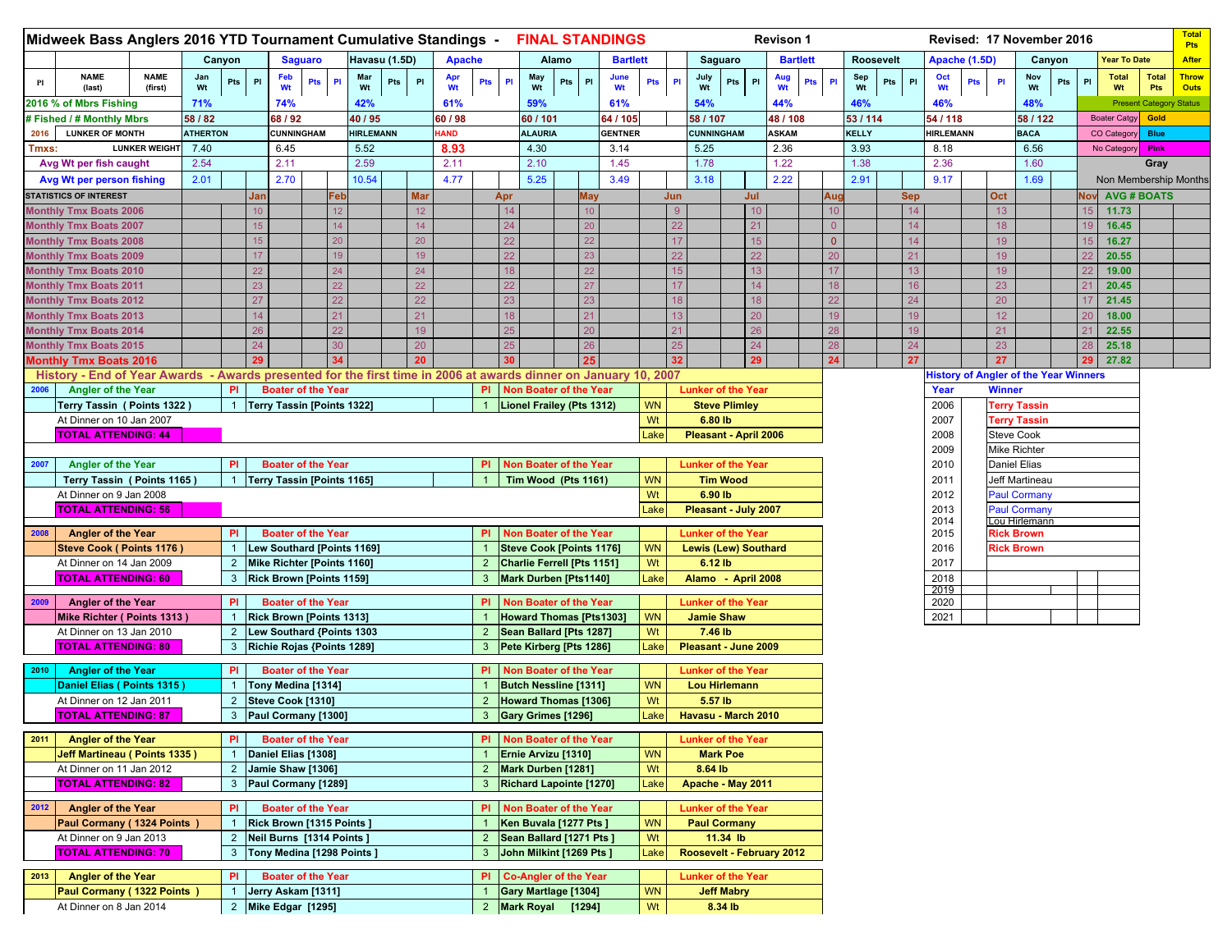# Midweek Bass Anglers 2016 YTD Tournament Cumulative Standings - FINAL STANDINGS

Revison 1 | Revised: 17 November 2016

| Pl | NAME (last) | NAME (first) | Canyon Jan Wt | Pts | Pl | Saguaro Feb Wt | Pts | Pl | Havasu (1.5D) Mar Wt | Pts | Pl | Apache Apr Wt | Pts | Pl | Alamo May Wt | Pts | Pl | Bartlett June Wt | Pts | Pl | Saguaro July Wt | Pts | Pl | Bartlett Aug Wt | Pts | Pl | Roosevelt Sep Wt | Pts | Pl | Apache (1.5D) Oct Wt | Pts | Pl | Canyon Nov Wt | Pts | Pl | Year To Date Total Wt | Total Pts | Total Pts After Throw Outs |
|---|---|---|---|---|---|---|---|---|---|---|---|---|---|---|---|---|---|---|---|---|---|---|---|---|---|---|---|---|---|---|---|---|---|---|---|---|---|
| 2016 % of Mbrs Fishing | | | 71% | | | 74% | | | 42% | | | 61% | | | 59% | | | 61% | | | 54% | | | 44% | | | 46% | | | 46% | | | 48% | | | Present Category Status | | |
| # Fished / # Monthly Mbrs | | | 58 / 82 | | | 68 / 92 | | | 40 / 95 | | | 60 / 98 | | | 60 / 101 | | | 64 / 105 | | | 58 / 107 | | | 48 / 108 | | | 53 / 114 | | | 54 / 118 | | | 58 / 122 | | | Boater Catgy | Gold | |
| 2016 | LUNKER OF MONTH | | ATHERTON | | | CUNNINGHAM | | | HIRLEMANN | | | HAND | | | ALAURIA | | | GENTNER | | | CUNNINGHAM | | | ASKAM | | | KELLY | | | HIRLEMANN | | | BACA | | | CO Category | Blue | |
| Tmxs: | LUNKER WEIGHT | | 7.40 | | | 6.45 | | | 5.52 | | | 8.93 | | | 4.30 | | | 3.14 | | | 5.25 | | | 2.36 | | | 3.93 | | | 8.18 | | | 6.56 | | | No Category | Pink | |
| Avg Wt per fish caught | | | 2.54 | | | 2.11 | | | 2.59 | | | 2.11 | | | 2.10 | | | 1.45 | | | 1.78 | | | 1.22 | | | 1.38 | | | 2.36 | | | 1.60 | | | Gray | | |
| Avg Wt per person fishing | | | 2.01 | | | 2.70 | | | 10.54 | | | 4.77 | | | 5.25 | | | 3.49 | | | 3.18 | | | 2.22 | | | 2.91 | | | 9.17 | | | 1.69 | | | Non Membership Months | | |

| STATISTICS OF INTEREST | Jan | Feb | Mar | Apr | May | Jun | Jul | Aug | Sep | Oct | Nov | AVG # BOATS |
|---|---|---|---|---|---|---|---|---|---|---|---|---|
| Monthly Tmx Boats 2006 | 10 | 12 | 12 | 14 | 10 | 9 | 10 | 10 | 14 | 13 | 15 | 11.73 |
| Monthly Tmx Boats 2007 | 15 | 14 | 14 | 24 | 20 | 22 | 21 | 0 | 14 | 18 | 19 | 16.45 |
| Monthly Tmx Boats 2008 | 15 | 20 | 20 | 22 | 22 | 17 | 15 | 0 | 14 | 19 | 15 | 16.27 |
| Monthly Tmx Boats 2009 | 17 | 19 | 19 | 22 | 23 | 22 | 22 | 20 | 21 | 19 | 22 | 20.55 |
| Monthly Tmx Boats 2010 | 22 | 24 | 24 | 18 | 22 | 15 | 13 | 17 | 13 | 19 | 22 | 19.00 |
| Monthly Tmx Boats 2011 | 23 | 22 | 22 | 22 | 27 | 17 | 14 | 18 | 16 | 23 | 21 | 20.45 |
| Monthly Tmx Boats 2012 | 27 | 22 | 22 | 23 | 23 | 18 | 18 | 22 | 24 | 20 | 17 | 21.45 |
| Monthly Tmx Boats 2013 | 14 | 21 | 21 | 18 | 21 | 13 | 20 | 19 | 19 | 12 | 20 | 18.00 |
| Monthly Tmx Boats 2014 | 26 | 22 | 19 | 25 | 20 | 21 | 26 | 28 | 19 | 21 | 21 | 22.55 |
| Monthly Tmx Boats 2015 | 24 | 30 | 20 | 25 | 26 | 25 | 24 | 28 | 24 | 23 | 28 | 25.18 |
| Monthly Tmx Boats 2016 | 29 | 34 | 20 | 30 | 25 | 32 | 29 | 24 | 27 | 27 | 29 | 27.82 |

## History - End of Year Awards - Awards presented for the first time in 2006 at awards dinner on January 10, 2007

| Year | Angler of the Year | Pl | Boater of the Year | Pl | Non Boater of the Year | | Lunker of the Year |
|---|---|---|---|---|---|---|---|
| 2006 | Terry Tassin ( Points 1322 ) | 1 | Terry Tassin [Points 1322] | 1 | Lionel Frailey (Pts 1312) | WN | Steve Plimley |
| | At Dinner on 10 Jan 2007 | | | | | Wt | 6.80 lb |
| | TOTAL ATTENDING: 44 | | | | | Lake | Pleasant - April 2006 |

| Year | Angler of the Year | Pl | Boater of the Year | Pl | Non Boater of the Year | | Lunker of the Year |
|---|---|---|---|---|---|---|---|
| 2007 | Terry Tassin ( Points 1165 ) | 1 | Terry Tassin [Points 1165] | 1 | Tim Wood (Pts 1161) | WN | Tim Wood |
| | At Dinner on 9 Jan 2008 | | | | | Wt | 6.90 lb |
| | TOTAL ATTENDING: 56 | | | | | Lake | Pleasant - July 2007 |

| Year | Angler of the Year | Pl | Boater of the Year | Pl | Non Boater of the Year | | Lunker of the Year |
|---|---|---|---|---|---|---|---|
| 2008 | Steve Cook ( Points 1176 ) | 1 | Lew Southard [Points 1169] | 1 | Steve Cook [Points 1176] | WN | Lewis (Lew) Southard |
| | At Dinner on 14 Jan 2009 | 2 | Mike Richter [Points 1160] | 2 | Charlie Ferrell [Pts 1151] | Wt | 6.12 lb |
| | TOTAL ATTENDING: 60 | 3 | Rick Brown [Points 1159] | 3 | Mark Durben [Pts1140] | Lake | Alamo - April 2008 |

| Year | Angler of the Year | Pl | Boater of the Year | Pl | Non Boater of the Year | | Lunker of the Year |
|---|---|---|---|---|---|---|---|
| 2009 | Mike Richter ( Points 1313 ) | 1 | Rick Brown [Points 1313] | 1 | Howard Thomas [Pts1303] | WN | Jamie Shaw |
| | At Dinner on 13 Jan 2010 | 2 | Lew Southard {Points 1303 | 2 | Sean Ballard [Pts 1287] | Wt | 7.46 lb |
| | TOTAL ATTENDING: 80 | 3 | Richie Rojas {Points 1289] | 3 | Pete Kirberg [Pts 1286] | Lake | Pleasant - June 2009 |

| Year | Angler of the Year | Pl | Boater of the Year | Pl | Non Boater of the Year | | Lunker of the Year |
|---|---|---|---|---|---|---|---|
| 2010 | Daniel Elias ( Points 1315 ) | 1 | Tony Medina [1314] | 1 | Butch Nessline [1311] | WN | Lou Hirlemann |
| | At Dinner on 12 Jan 2011 | 2 | Steve Cook [1310] | 2 | Howard Thomas [1306] | Wt | 5.57 lb |
| | TOTAL ATTENDING: 87 | 3 | Paul Cormany [1300] | 3 | Gary Grimes [1296] | Lake | Havasu - March 2010 |

| Year | Angler of the Year | Pl | Boater of the Year | Pl | Non Boater of the Year | | Lunker of the Year |
|---|---|---|---|---|---|---|---|
| 2011 | Jeff Martineau ( Points 1335 ) | 1 | Daniel Elias [1308] | 1 | Ernie Arvizu [1310] | WN | Mark Poe |
| | At Dinner on 11 Jan 2012 | 2 | Jamie Shaw [1306] | 2 | Mark Durben [1281] | Wt | 8.64 lb |
| | TOTAL ATTENDING: 82 | 3 | Paul Cormany [1289] | 3 | Richard Lapointe [1270] | Lake | Apache - May 2011 |

| Year | Angler of the Year | Pl | Boater of the Year | Pl | Non Boater of the Year | | Lunker of the Year |
|---|---|---|---|---|---|---|---|
| 2012 | Paul Cormany ( 1324 Points ) | 1 | Rick Brown [1315 Points ] | 1 | Ken Buvala [1277 Pts ] | WN | Paul Cormany |
| | At Dinner on 9 Jan 2013 | 2 | Neil Burns [1314 Points ] | 2 | Sean Ballard [1271 Pts ] | Wt | 11.34 lb |
| | TOTAL ATTENDING: 70 | 3 | Tony Medina [1298 Points ] | 3 | John Milkint [1269 Pts ] | Lake | Roosevelt - February 2012 |

| Year | Angler of the Year | Pl | Boater of the Year | Pl | Co-Angler of the Year | | Lunker of the Year |
|---|---|---|---|---|---|---|---|
| 2013 | Paul Cormany ( 1322 Points ) | 1 | Jerry Askam [1311] | 1 | Gary Martlage [1304] | WN | Jeff Mabry |
| | At Dinner on 8 Jan 2014 | 2 | Mike Edgar [1295] | 2 | Mark Royal [1294] | Wt | 8.34 lb |

### History of Angler of the Year Winners

| Year | Winner |
|---|---|
| 2006 | Terry Tassin |
| 2007 | Terry Tassin |
| 2008 | Steve Cook |
| 2009 | Mike Richter |
| 2010 | Daniel Elias |
| 2011 | Jeff Martineau |
| 2012 | Paul Cormany |
| 2013 | Paul Cormany |
| 2014 | Lou Hirlemann |
| 2015 | Rick Brown |
| 2016 | Rick Brown |
| 2017 | |
| 2018 | |
| 2019 | |
| 2020 | |
| 2021 | |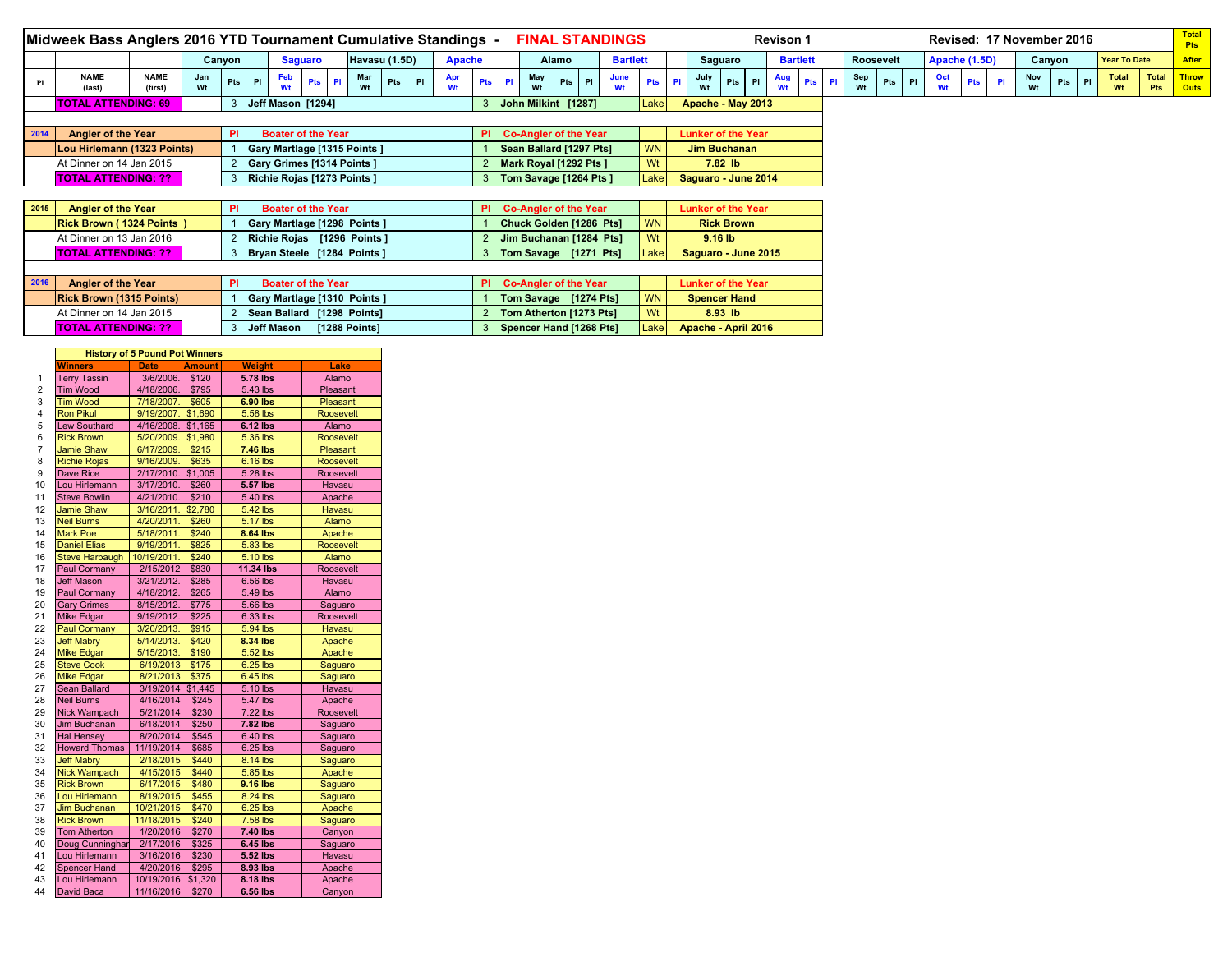# Midweek Bass Anglers 2016 YTD Tournament Cumulative Standings - FINAL STANDINGS

Revison 1 — Revised: 17 November 2016

| Pl | NAME (last) | NAME (first) | Canyon Jan Wt | Pts | Pl | Saguaro Feb Wt | Pts | Pl | Havasu (1.5D) Mar Wt | Pts | Pl | Apache Apr Wt | Pts | Pl | Alamo May Wt | Pts | Pl | Bartlett June Wt | Pts | Pl | Saguaro July Wt | Pts | Pl | Bartlett Aug Wt | Pts | Pl | Roosevelt Sep Wt | Pts | Pl | Apache (1.5D) Oct Wt | Pts | Pl | Canyon Nov Wt | Pts | Pl | Year To Date Total Wt | Total Pts | Total Pts After Throw Outs |
|---|---|---|---|---|---|---|---|---|---|---|---|---|---|---|---|---|---|---|---|---|---|---|---|---|---|---|---|---|---|---|---|---|---|---|---|---|---|

| | | | | | | |
|---|---|---|---|---|---|---|
| | TOTAL ATTENDING: 69 | 3 | Jeff Mason [1294] | 3 | John Milkint [1287] | Lake | Apache - May 2013 |

| 2014 | Angler of the Year | Pl | Boater of the Year | Pl | Co-Angler of the Year | | Lunker of the Year |
|---|---|---|---|---|---|---|---|
| | Lou Hirlemann (1323 Points) | 1 | Gary Martlage [1315 Points ] | 1 | Sean Ballard [1297 Pts] | WN | Jim Buchanan |
| | At Dinner on 14 Jan 2015 | 2 | Gary Grimes [1314 Points ] | 2 | Mark Royal [1292 Pts ] | Wt | 7.82 lb |
| | TOTAL ATTENDING: ?? | 3 | Richie Rojas [1273 Points ] | 3 | Tom Savage [1264 Pts ] | Lake | Saguaro - June 2014 |

| 2015 | Angler of the Year | Pl | Boater of the Year | Pl | Co-Angler of the Year | | Lunker of the Year |
|---|---|---|---|---|---|---|---|
| | Rick Brown ( 1324 Points ) | 1 | Gary Martlage [1298 Points ] | 1 | Chuck Golden [1286 Pts] | WN | Rick Brown |
| | At Dinner on 13 Jan 2016 | 2 | Richie Rojas [1296 Points ] | 2 | Jim Buchanan [1284 Pts] | Wt | 9.16 lb |
| | TOTAL ATTENDING: ?? | 3 | Bryan Steele [1284 Points ] | 3 | Tom Savage [1271 Pts] | Lake | Saguaro - June 2015 |

| 2016 | Angler of the Year | Pl | Boater of the Year | Pl | Co-Angler of the Year | | Lunker of the Year |
|---|---|---|---|---|---|---|---|
| | Rick Brown (1315 Points) | 1 | Gary Martlage [1310 Points ] | 1 | Tom Savage [1274 Pts] | WN | Spencer Hand |
| | At Dinner on 14 Jan 2015 | 2 | Sean Ballard [1298 Points] | 2 | Tom Atherton [1273 Pts] | Wt | 8.93 lb |
| | TOTAL ATTENDING: ?? | 3 | Jeff Mason [1288 Points] | 3 | Spencer Hand [1268 Pts] | Lake | Apache - April 2016 |

## History of 5 Pound Pot Winners

| | Winners | Date | Amount | Weight | Lake |
|---|---|---|---|---|---|
| 1 | Terry Tassin | 3/6/2006. | $120 | **5.78 lbs** | Alamo |
| 2 | Tim Wood | 4/18/2006. | $795 | 5.43 lbs | Pleasant |
| 3 | Tim Wood | 7/18/2007. | $605 | **6.90 lbs** | Pleasant |
| 4 | Ron Pikul | 9/19/2007. | $1,690 | 5.58 lbs | Roosevelt |
| 5 | Lew Southard | 4/16/2008. | $1,165 | **6.12 lbs** | Alamo |
| 6 | Rick Brown | 5/20/2009. | $1,980 | 5.36 lbs | Roosevelt |
| 7 | Jamie Shaw | 6/17/2009. | $215 | **7.46 lbs** | Pleasant |
| 8 | Richie Rojas | 9/16/2009. | $635 | 6.16 lbs | Roosevelt |
| 9 | Dave Rice | 2/17/2010. | $1,005 | 5.28 lbs | Roosevelt |
| 10 | Lou Hirlemann | 3/17/2010. | $260 | **5.57 lbs** | Havasu |
| 11 | Steve Bowlin | 4/21/2010. | $210 | 5.40 lbs | Apache |
| 12 | Jamie Shaw | 3/16/2011. | $2,780 | 5.42 lbs | Havasu |
| 13 | Neil Burns | 4/20/2011. | $260 | 5.17 lbs | Alamo |
| 14 | Mark Poe | 5/18/2011. | $240 | **8.64 lbs** | Apache |
| 15 | Daniel Elias | 9/19/2011. | $825 | 5.83 lbs | Roosevelt |
| 16 | Steve Harbaugh | 10/19/2011. | $240 | 5.10 lbs | Alamo |
| 17 | Paul Cormany | 2/15/2012 | $830 | **11.34 lbs** | Roosevelt |
| 18 | Jeff Mason | 3/21/2012. | $285 | 6.56 lbs | Havasu |
| 19 | Paul Cormany | 4/18/2012. | $265 | 5.49 lbs | Alamo |
| 20 | Gary Grimes | 8/15/2012. | $775 | 5.66 lbs | Saguaro |
| 21 | Mike Edgar | 9/19/2012. | $225 | 6.33 lbs | Roosevelt |
| 22 | Paul Cormany | 3/20/2013. | $915 | 5.94 lbs | Havasu |
| 23 | Jeff Mabry | 5/14/2013. | $420 | **8.34 lbs** | Apache |
| 24 | Mike Edgar | 5/15/2013. | $190 | 5.52 lbs | Apache |
| 25 | Steve Cook | 6/19/2013 | $175 | 6.25 lbs | Saguaro |
| 26 | Mike Edgar | 8/21/2013 | $375 | 6.45 lbs | Saguaro |
| 27 | Sean Ballard | 3/19/2014 | $1,445 | 5.10 lbs | Havasu |
| 28 | Neil Burns | 4/16/2014 | $245 | 5.47 lbs | Apache |
| 29 | Nick Wampach | 5/21/2014 | $230 | 7.22 lbs | Roosevelt |
| 30 | Jim Buchanan | 6/18/2014 | $250 | **7.82 lbs** | Saguaro |
| 31 | Hal Hensey | 8/20/2014 | $545 | 6.40 lbs | Saguaro |
| 32 | Howard Thomas | 11/19/2014 | $685 | 6.25 lbs | Saguaro |
| 33 | Jeff Mabry | 2/18/2015 | $440 | 8.14 lbs | Saguaro |
| 34 | Nick Wampach | 4/15/2015 | $440 | 5.85 lbs | Apache |
| 35 | Rick Brown | 6/17/2015 | $480 | **9.16 lbs** | Saguaro |
| 36 | Lou Hirlemann | 8/19/2015 | $455 | 8.24 lbs | Saguaro |
| 37 | Jim Buchanan | 10/21/2015 | $470 | 6.25 lbs | Apache |
| 38 | Rick Brown | 11/18/2015 | $240 | 7.58 lbs | Saguaro |
| 39 | Tom Atherton | 1/20/2016 | $270 | **7.40 lbs** | Canyon |
| 40 | Doug Cunninghar | 2/17/2016 | $325 | **6.45 lbs** | Saguaro |
| 41 | Lou Hirlemann | 3/16/2016 | $230 | **5.52 lbs** | Havasu |
| 42 | Spencer Hand | 4/20/2016 | $295 | **8.93 lbs** | Apache |
| 43 | Lou Hirlemann | 10/19/2016 | $1,320 | **8.18 lbs** | Apache |
| 44 | David Baca | 11/16/2016 | $270 | **6.56 lbs** | Canyon |